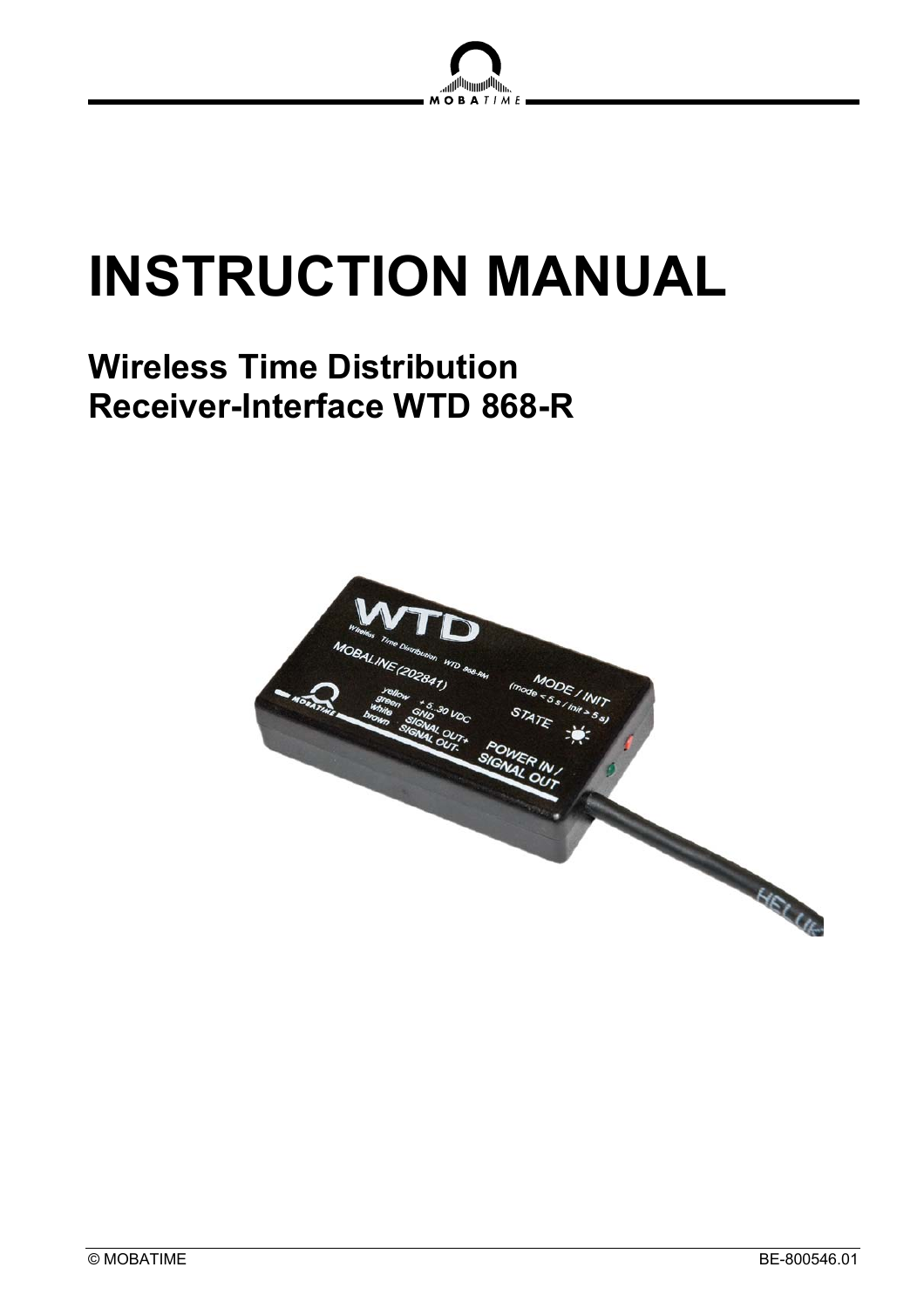# INSTRUCTION MANUAL

## Wireless Time Distribution
## Receiver-Interface WTD 868-R

© MOBATIME

BE-800546.01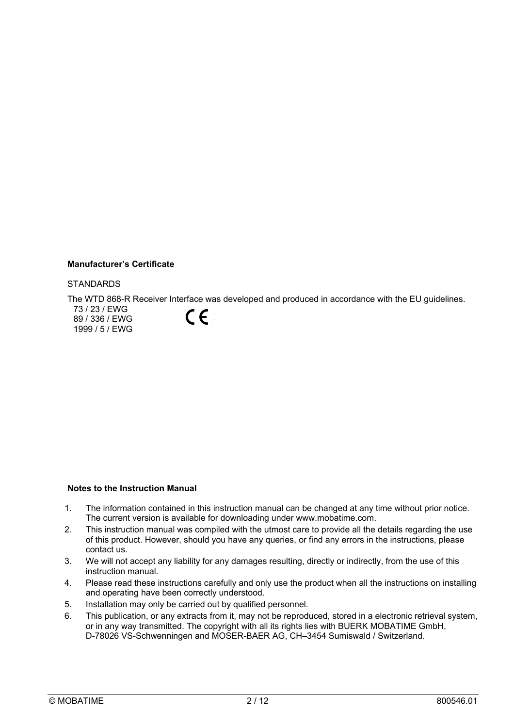**Manufacturer's Certificate**

STANDARDS

The WTD 868-R Receiver Interface was developed and produced in accordance with the EU guidelines.

73 / 23 / EWG
89 / 336 / EWG
1999 / 5 / EWG

CE

**Notes to the Instruction Manual**

1. The information contained in this instruction manual can be changed at any time without prior notice. The current version is available for downloading under www.mobatime.com.
2. This instruction manual was compiled with the utmost care to provide all the details regarding the use of this product. However, should you have any queries, or find any errors in the instructions, please contact us.
3. We will not accept any liability for any damages resulting, directly or indirectly, from the use of this instruction manual.
4. Please read these instructions carefully and only use the product when all the instructions on installing and operating have been correctly understood.
5. Installation may only be carried out by qualified personnel.
6. This publication, or any extracts from it, may not be reproduced, stored in a electronic retrieval system, or in any way transmitted. The copyright with all its rights lies with BUERK MOBATIME GmbH, D-78026 VS-Schwenningen and MOSER-BAER AG, CH–3454 Sumiswald / Switzerland.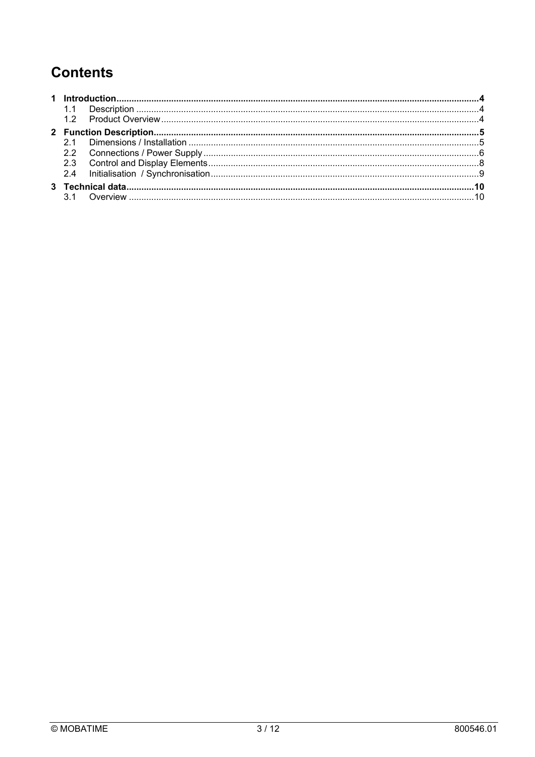# Contents

**1 Introduction....4**

- 1.1 Description....4
- 1.2 Product Overview....4

**2 Function Description....5**

- 2.1 Dimensions / Installation....5
- 2.2 Connections / Power Supply....6
- 2.3 Control and Display Elements....8
- 2.4 Initialisation / Synchronisation....9

**3 Technical data....10**

- 3.1 Overview....10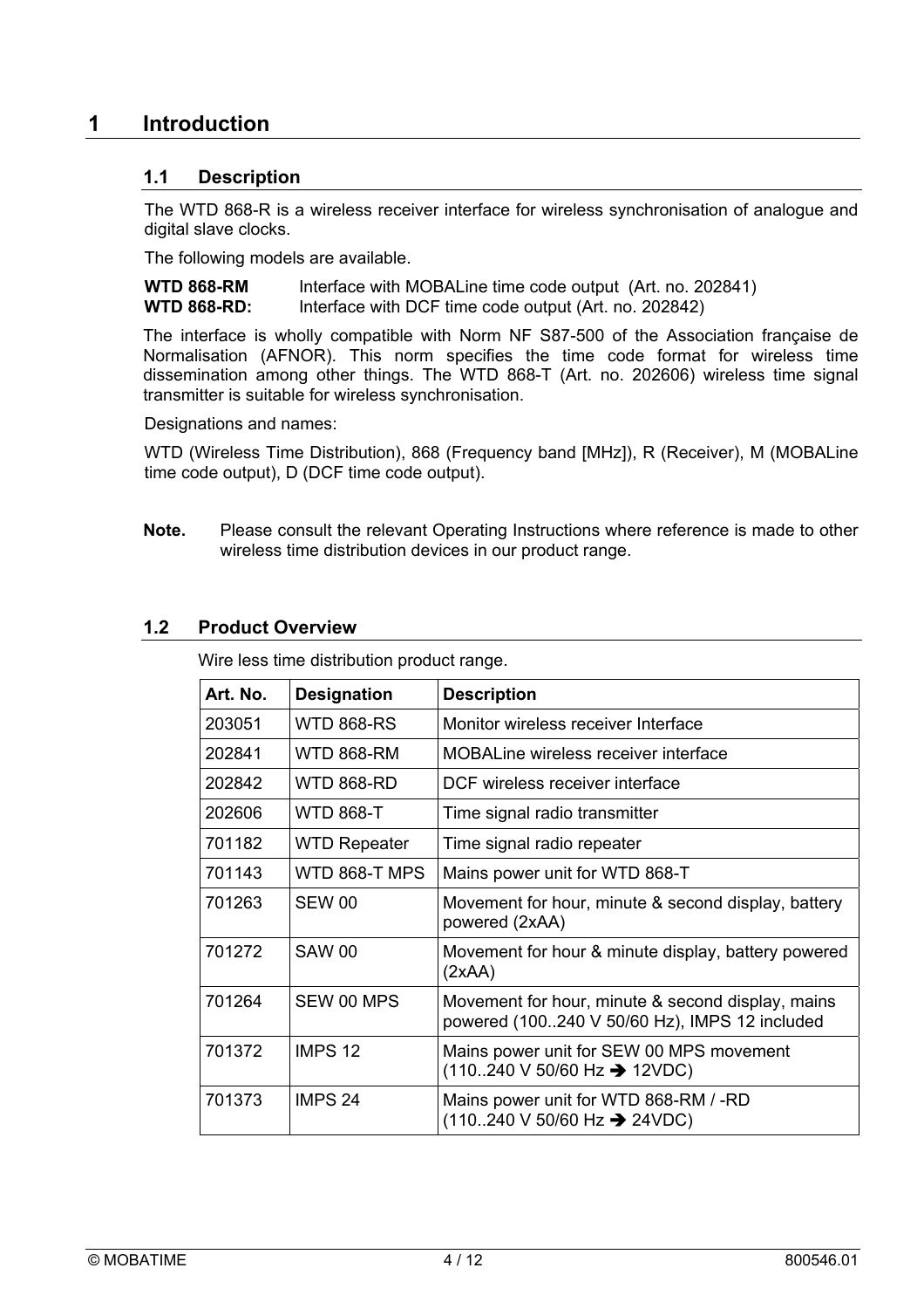# 1 Introduction

## 1.1 Description

The WTD 868-R is a wireless receiver interface for wireless synchronisation of analogue and digital slave clocks.

The following models are available.

**WTD 868-RM** Interface with MOBALine time code output (Art. no. 202841)
**WTD 868-RD:** Interface with DCF time code output (Art. no. 202842)

The interface is wholly compatible with Norm NF S87-500 of the Association française de Normalisation (AFNOR). This norm specifies the time code format for wireless time dissemination among other things. The WTD 868-T (Art. no. 202606) wireless time signal transmitter is suitable for wireless synchronisation.

Designations and names:

WTD (Wireless Time Distribution), 868 (Frequency band [MHz]), R (Receiver), M (MOBALine time code output), D (DCF time code output).

**Note.** Please consult the relevant Operating Instructions where reference is made to other wireless time distribution devices in our product range.

## 1.2 Product Overview

Wire less time distribution product range.

| Art. No. | Designation | Description |
|---|---|---|
| 203051 | WTD 868-RS | Monitor wireless receiver Interface |
| 202841 | WTD 868-RM | MOBALine wireless receiver interface |
| 202842 | WTD 868-RD | DCF wireless receiver interface |
| 202606 | WTD 868-T | Time signal radio transmitter |
| 701182 | WTD Repeater | Time signal radio repeater |
| 701143 | WTD 868-T MPS | Mains power unit for WTD 868-T |
| 701263 | SEW 00 | Movement for hour, minute & second display, battery powered (2xAA) |
| 701272 | SAW 00 | Movement for hour & minute display, battery powered (2xAA) |
| 701264 | SEW 00 MPS | Movement for hour, minute & second display, mains powered (100..240 V 50/60 Hz), IMPS 12 included |
| 701372 | IMPS 12 | Mains power unit for SEW 00 MPS movement (110..240 V 50/60 Hz ➔ 12VDC) |
| 701373 | IMPS 24 | Mains power unit for WTD 868-RM / -RD (110..240 V 50/60 Hz ➔ 24VDC) |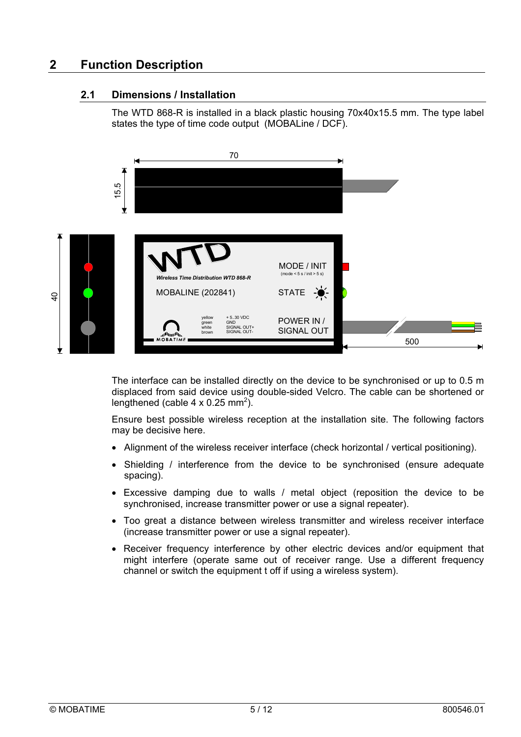# 2 Function Description

## 2.1 Dimensions / Installation

The WTD 868-R is installed in a black plastic housing 70x40x15.5 mm. The type label states the type of time code output (MOBALine / DCF).

The interface can be installed directly on the device to be synchronised or up to 0.5 m displaced from said device using double-sided Velcro. The cable can be shortened or lengthened (cable 4 x 0.25 mm$^2$).

Ensure best possible wireless reception at the installation site. The following factors may be decisive here.

- Alignment of the wireless receiver interface (check horizontal / vertical positioning).
- Shielding / interference from the device to be synchronised (ensure adequate spacing).
- Excessive damping due to walls / metal object (reposition the device to be synchronised, increase transmitter power or use a signal repeater).
- Too great a distance between wireless transmitter and wireless receiver interface (increase transmitter power or use a signal repeater).
- Receiver frequency interference by other electric devices and/or equipment that might interfere (operate same out of receiver range. Use a different frequency channel or switch the equipment t off if using a wireless system).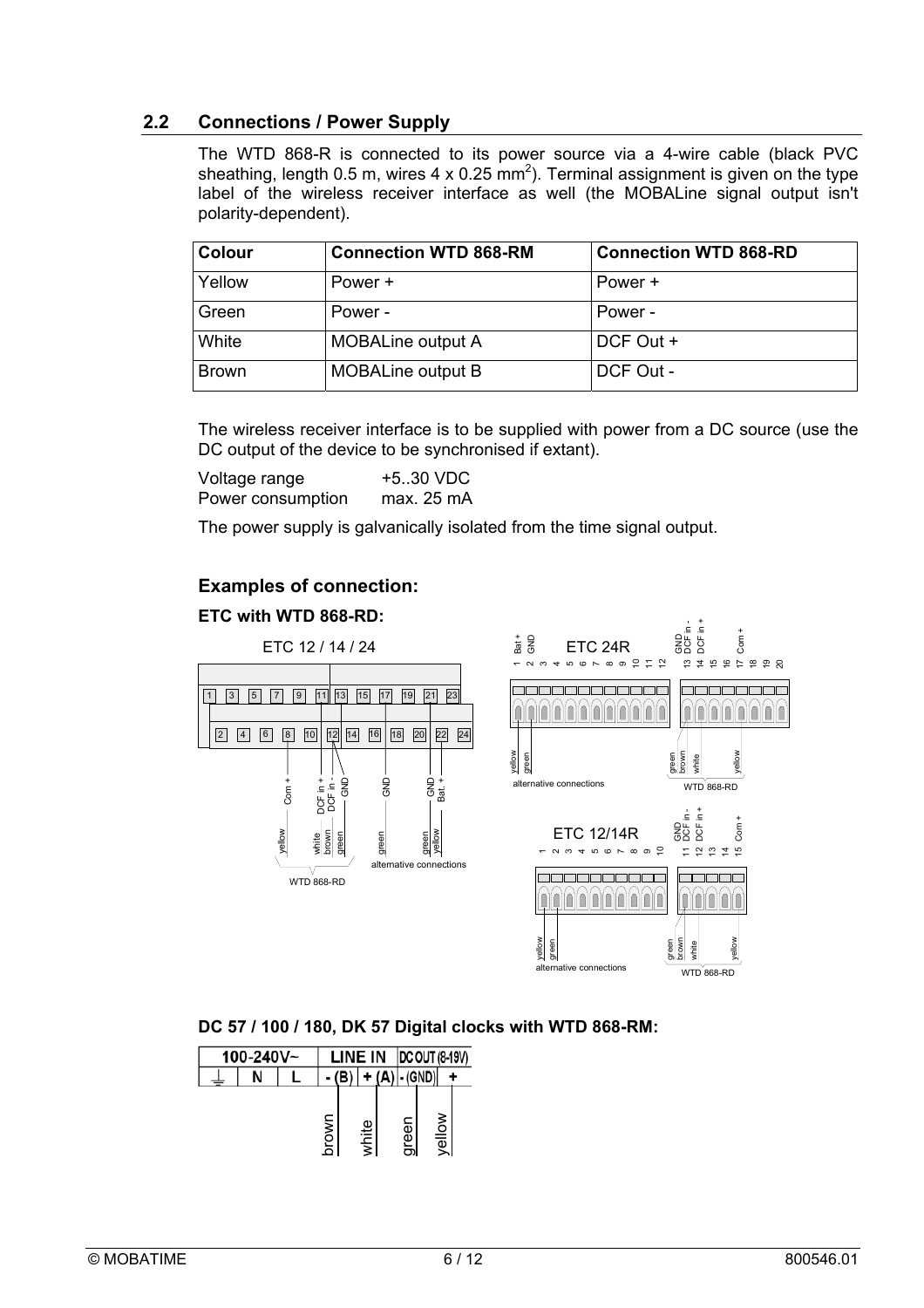## 2.2 Connections / Power Supply

The WTD 868-R is connected to its power source via a 4-wire cable (black PVC sheathing, length 0.5 m, wires 4 x 0.25 mm$^2$). Terminal assignment is given on the type label of the wireless receiver interface as well (the MOBALine signal output isn't polarity-dependent).

| Colour | Connection WTD 868-RM | Connection WTD 868-RD |
|---|---|---|
| Yellow | Power + | Power + |
| Green | Power - | Power - |
| White | MOBALine output A | DCF Out + |
| Brown | MOBALine output B | DCF Out - |

The wireless receiver interface is to be supplied with power from a DC source (use the DC output of the device to be synchronised if extant).

Voltage range +5..30 VDC
Power consumption max. 25 mA

The power supply is galvanically isolated from the time signal output.

### Examples of connection:

**ETC with WTD 868-RD:**

ETC 12 / 14 / 24

Terminals 1–24: yellow – Com +; white – DCF in +; brown – DCF in -; green – GND (WTD 868-RD); alternative connections: green – GND; green – GND, yellow – Bat. +

ETC 24R

1 Bat +, 2 GND, 3–12; 13 GND, 14 DCF in -, 15 DCF in +, 16, 17 Com +, 18, 19, 20

yellow, green: alternative connections; green, brown, white, yellow: WTD 868-RD

ETC 12/14R

1–10; 11 GND, 12 DCF in -, 13 DCF in +, 14, 15 Com +

yellow, green: alternative connections; green, brown, white, yellow: WTD 868-RD

**DC 57 / 100 / 180, DK 57 Digital clocks with WTD 868-RM:**

| 100-240V~ | | | LINE IN | | DC OUT (8-19V) | |
|---|---|---|---|---|---|---|
| ⏚ | N | L | - (B) | + (A) | - (GND) | + |
| | | | brown | white | green | yellow |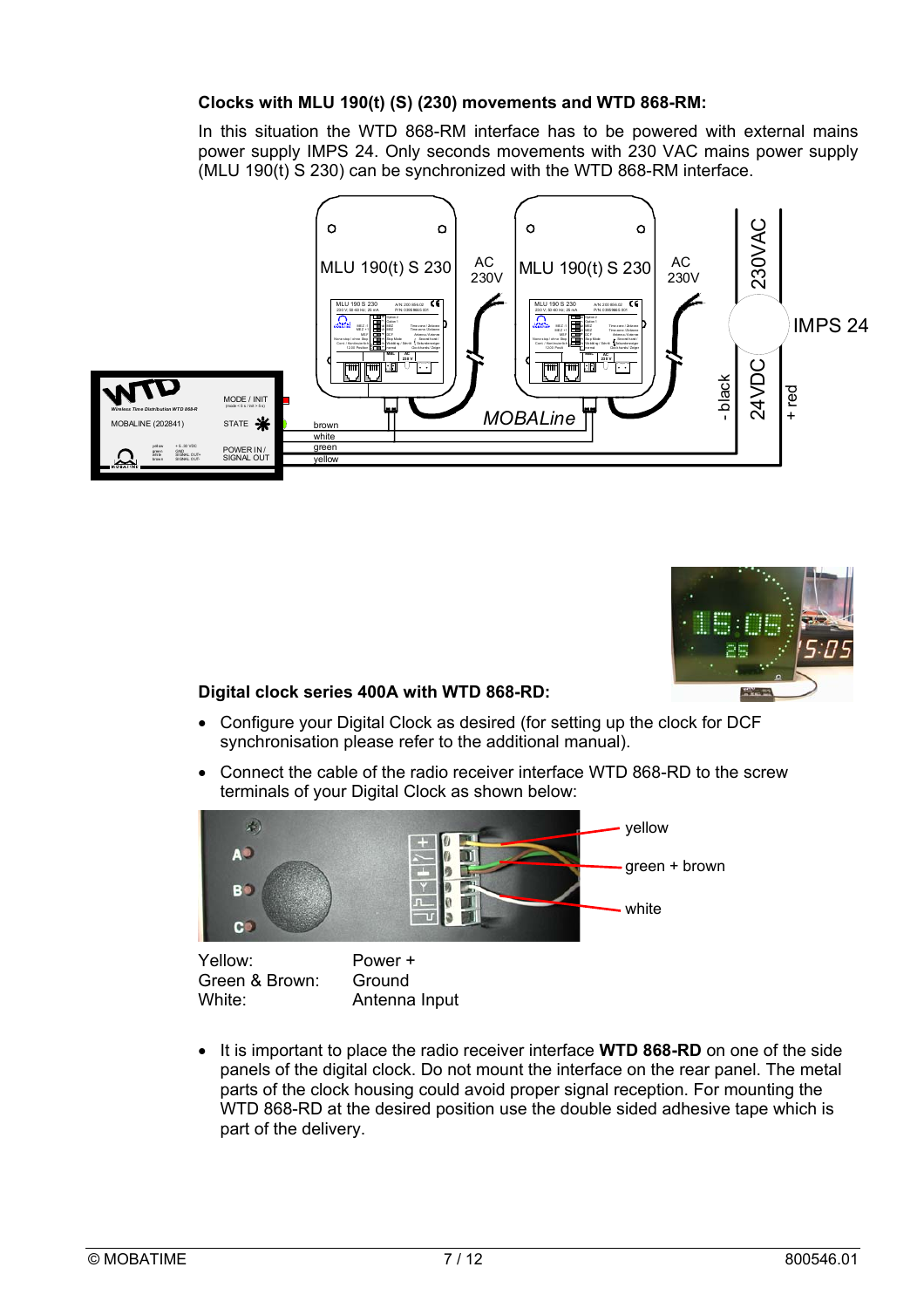**Clocks with MLU 190(t) (S) (230) movements and WTD 868-RM:**

In this situation the WTD 868-RM interface has to be powered with external mains power supply IMPS 24. Only seconds movements with 230 VAC mains power supply (MLU 190(t) S 230) can be synchronized with the WTD 868-RM interface.

**Digital clock series 400A with WTD 868-RD:**

- Configure your Digital Clock as desired (for setting up the clock for DCF synchronisation please refer to the additional manual).
- Connect the cable of the radio receiver interface WTD 868-RD to the screw terminals of your Digital Clock as shown below:

| | |
|---|---|
| Yellow: | Power + |
| Green & Brown: | Ground |
| White: | Antenna Input |

- It is important to place the radio receiver interface **WTD 868-RD** on one of the side panels of the digital clock. Do not mount the interface on the rear panel. The metal parts of the clock housing could avoid proper signal reception. For mounting the WTD 868-RD at the desired position use the double sided adhesive tape which is part of the delivery.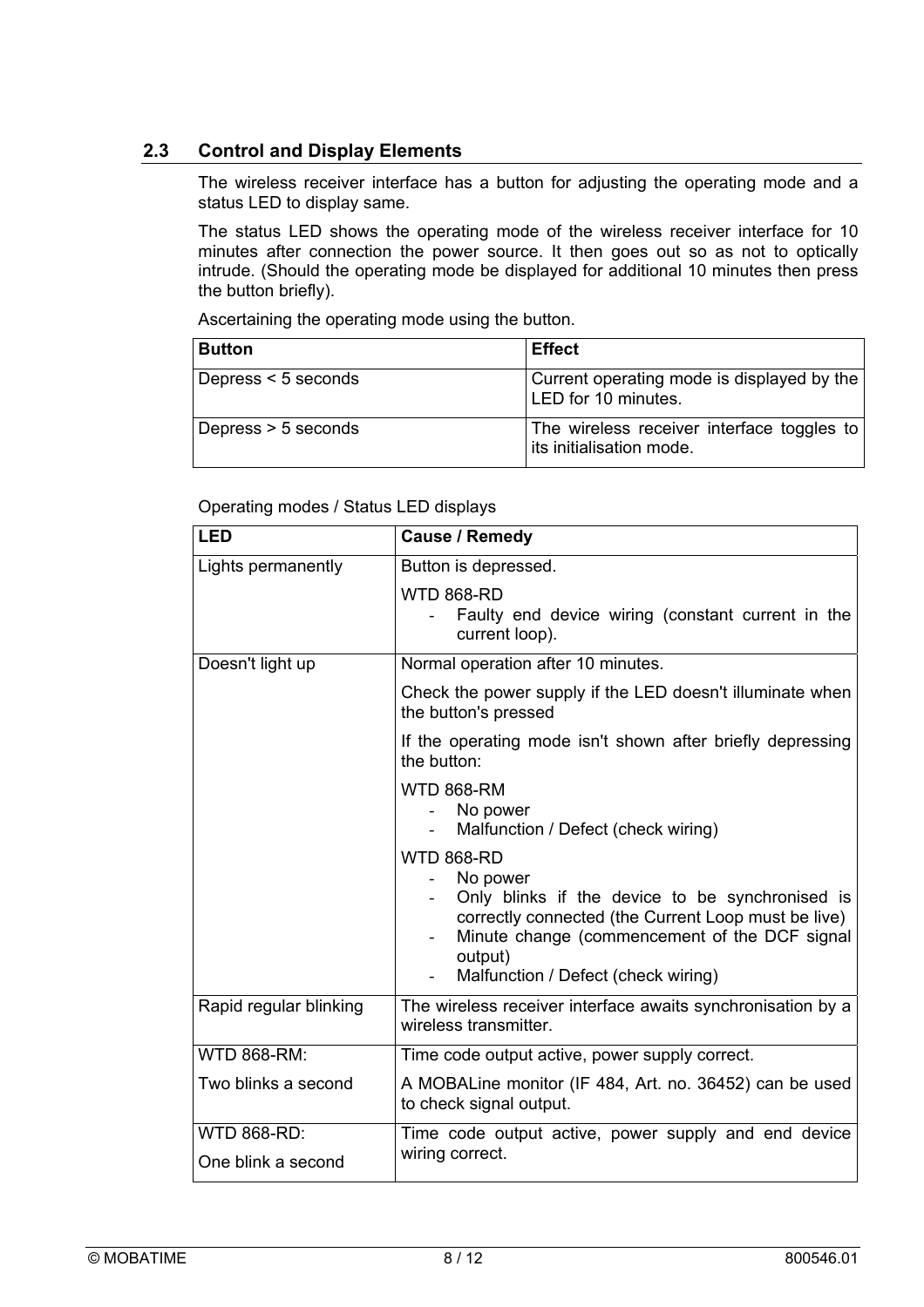## 2.3 Control and Display Elements

The wireless receiver interface has a button for adjusting the operating mode and a status LED to display same.

The status LED shows the operating mode of the wireless receiver interface for 10 minutes after connection the power source. It then goes out so as not to optically intrude. (Should the operating mode be displayed for additional 10 minutes then press the button briefly).

Ascertaining the operating mode using the button.

| Button | Effect |
|---|---|
| Depress < 5 seconds | Current operating mode is displayed by the LED for 10 minutes. |
| Depress > 5 seconds | The wireless receiver interface toggles to its initialisation mode. |

Operating modes / Status LED displays

| LED | Cause / Remedy |
|---|---|
| Lights permanently | Button is depressed.<br><br>WTD 868-RD<br>- Faulty end device wiring (constant current in the current loop). |
| Doesn't light up | Normal operation after 10 minutes.<br><br>Check the power supply if the LED doesn't illuminate when the button's pressed<br><br>If the operating mode isn't shown after briefly depressing the button:<br><br>WTD 868-RM<br>- No power<br>- Malfunction / Defect (check wiring)<br><br>WTD 868-RD<br>- No power<br>- Only blinks if the device to be synchronised is correctly connected (the Current Loop must be live)<br>- Minute change (commencement of the DCF signal output)<br>- Malfunction / Defect (check wiring) |
| Rapid regular blinking | The wireless receiver interface awaits synchronisation by a wireless transmitter. |
| WTD 868-RM:<br><br>Two blinks a second | Time code output active, power supply correct.<br><br>A MOBALine monitor (IF 484, Art. no. 36452) can be used to check signal output. |
| WTD 868-RD:<br><br>One blink a second | Time code output active, power supply and end device wiring correct. |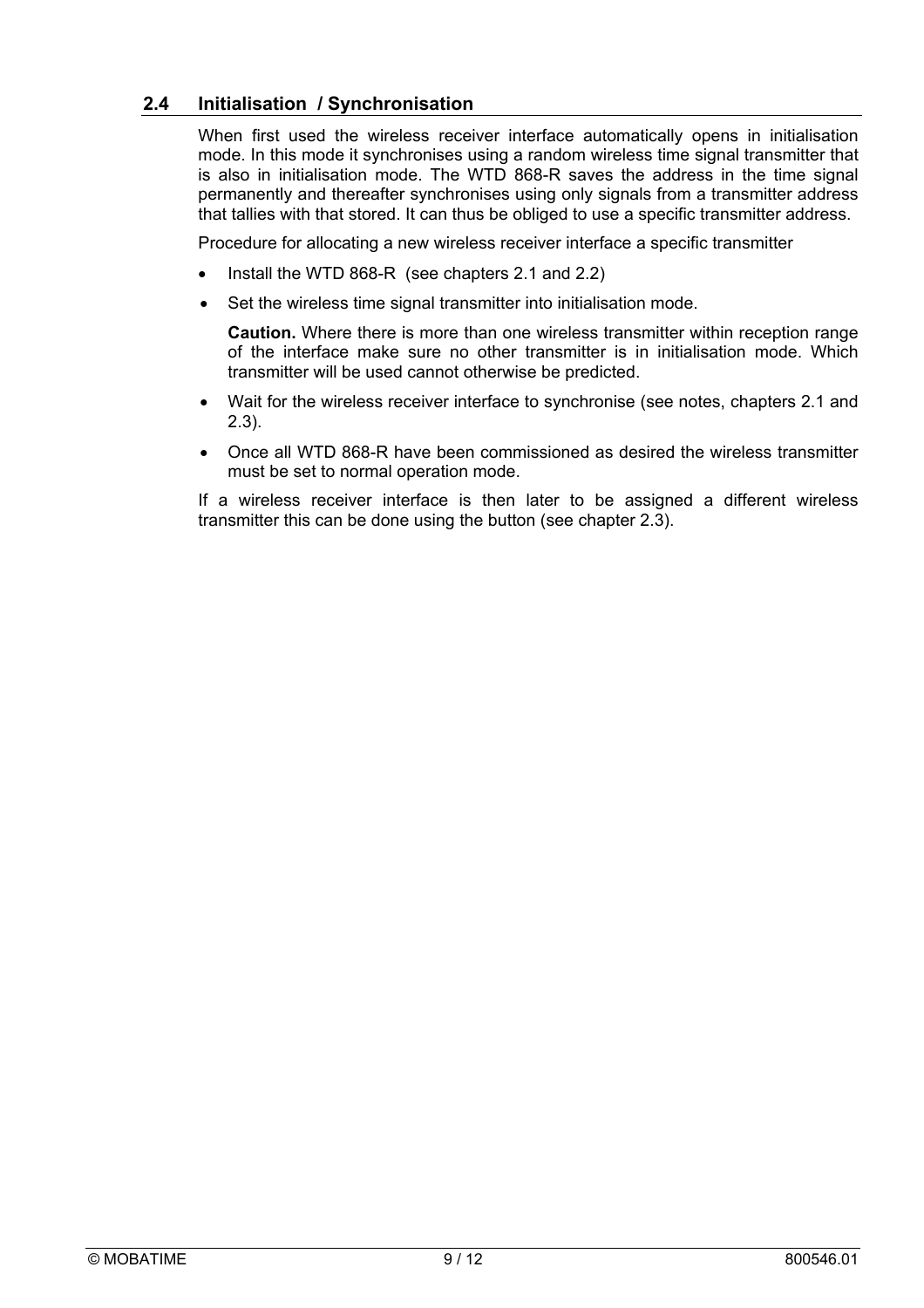## 2.4 Initialisation / Synchronisation

When first used the wireless receiver interface automatically opens in initialisation mode. In this mode it synchronises using a random wireless time signal transmitter that is also in initialisation mode. The WTD 868-R saves the address in the time signal permanently and thereafter synchronises using only signals from a transmitter address that tallies with that stored. It can thus be obliged to use a specific transmitter address.

Procedure for allocating a new wireless receiver interface a specific transmitter

- Install the WTD 868-R (see chapters 2.1 and 2.2)
- Set the wireless time signal transmitter into initialisation mode.

  **Caution.** Where there is more than one wireless transmitter within reception range of the interface make sure no other transmitter is in initialisation mode. Which transmitter will be used cannot otherwise be predicted.
- Wait for the wireless receiver interface to synchronise (see notes, chapters 2.1 and 2.3).
- Once all WTD 868-R have been commissioned as desired the wireless transmitter must be set to normal operation mode.

If a wireless receiver interface is then later to be assigned a different wireless transmitter this can be done using the button (see chapter 2.3).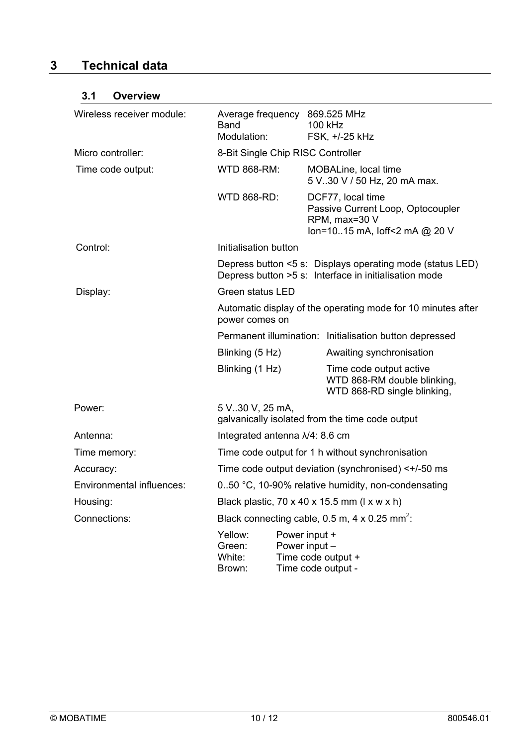# 3 Technical data

## 3.1 Overview

| | | |
|---|---|---|
| Wireless receiver module: | Average frequency<br>Band<br>Modulation: | 869.525 MHz<br>100 kHz<br>FSK, +/-25 kHz |
| Micro controller: | 8-Bit Single Chip RISC Controller | |
| Time code output: | WTD 868-RM: | MOBALine, local time<br>5 V..30 V / 50 Hz, 20 mA max. |
| | WTD 868-RD: | DCF77, local time<br>Passive Current Loop, Optocoupler<br>RPM, max=30 V<br>Ion=10..15 mA, Ioff<2 mA @ 20 V |
| Control: | Initialisation button | |
| | Depress button <5 s: Displays operating mode (status LED)<br>Depress button >5 s: Interface in initialisation mode | |
| Display: | Green status LED | |
| | Automatic display of the operating mode for 10 minutes after power comes on | |
| | Permanent illumination: | Initialisation button depressed |
| | Blinking (5 Hz) | Awaiting synchronisation |
| | Blinking (1 Hz) | Time code output active<br>WTD 868-RM double blinking,<br>WTD 868-RD single blinking, |
| Power: | 5 V..30 V, 25 mA,<br>galvanically isolated from the time code output | |
| Antenna: | Integrated antenna λ/4: 8.6 cm | |
| Time memory: | Time code output for 1 h without synchronisation | |
| Accuracy: | Time code output deviation (synchronised) <+/-50 ms | |
| Environmental influences: | 0..50 °C, 10-90% relative humidity, non-condensating | |
| Housing: | Black plastic, 70 x 40 x 15.5 mm (l x w x h) | |
| Connections: | Black connecting cable, 0.5 m, 4 x 0.25 mm$^2$: | |
| | Yellow: Power input +<br>Green: Power input –<br>White: Time code output +<br>Brown: Time code output - | |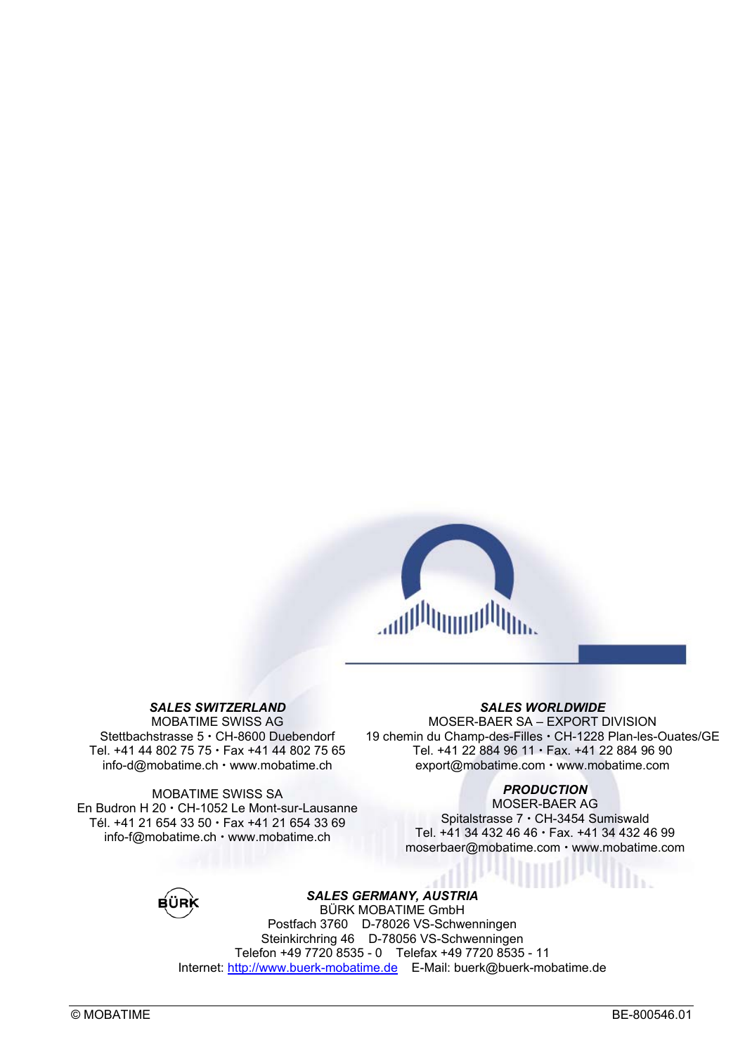***SALES SWITZERLAND***
MOBATIME SWISS AG
Stettbachstrasse 5 • CH-8600 Duebendorf
Tel. +41 44 802 75 75 • Fax +41 44 802 75 65
info-d@mobatime.ch • www.mobatime.ch

MOBATIME SWISS SA
En Budron H 20 • CH-1052 Le Mont-sur-Lausanne
Tél. +41 21 654 33 50 • Fax +41 21 654 33 69
info-f@mobatime.ch • www.mobatime.ch

***SALES WORLDWIDE***
MOSER-BAER SA – EXPORT DIVISION
19 chemin du Champ-des-Filles • CH-1228 Plan-les-Ouates/GE
Tel. +41 22 884 96 11 • Fax. +41 22 884 96 90
export@mobatime.com • www.mobatime.com

***PRODUCTION***
MOSER-BAER AG
Spitalstrasse 7 • CH-3454 Sumiswald
Tel. +41 34 432 46 46 • Fax. +41 34 432 46 99
moserbaer@mobatime.com • www.mobatime.com

BÜRK

***SALES GERMANY, AUSTRIA***
BÜRK MOBATIME GmbH
Postfach 3760 D-78026 VS-Schwenningen
Steinkirchring 46 D-78056 VS-Schwenningen
Telefon +49 7720 8535 - 0 Telefax +49 7720 8535 - 11
Internet: http://www.buerk-mobatime.de E-Mail: buerk@buerk-mobatime.de

© MOBATIME BE-800546.01